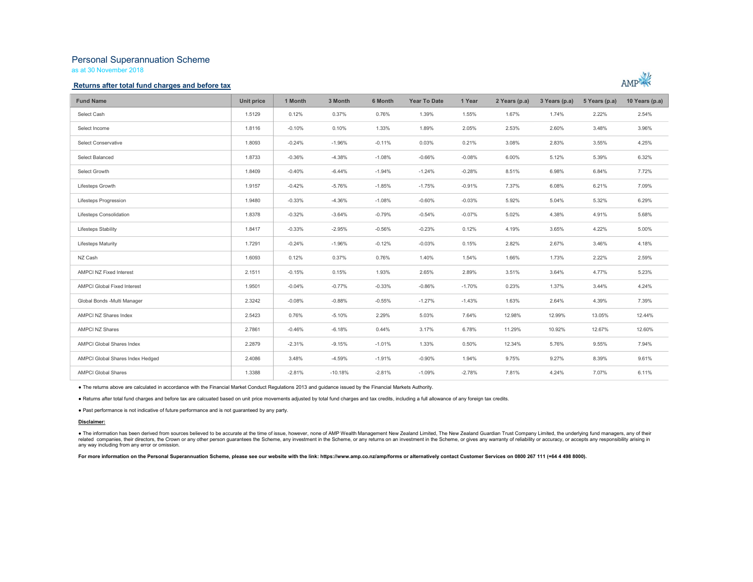# Personal Superannuation Scheme

as at 30 November 2018

## Returns after total fund charges and before tax

| Fund Name | Unit price | 1 Month | 3 Month | 6 Month | Year To Date | 1 Year | 2 Years (p.a) | 3 Years (p.a) | 5 Years (p.a) | 10 Years (p.a) |
|---|---|---|---|---|---|---|---|---|---|---|
| Select Cash | 1.5129 | 0.12% | 0.37% | 0.76% | 1.39% | 1.55% | 1.67% | 1.74% | 2.22% | 2.54% |
| Select Income | 1.8116 | -0.10% | 0.10% | 1.33% | 1.89% | 2.05% | 2.53% | 2.60% | 3.48% | 3.96% |
| Select Conservative | 1.8093 | -0.24% | -1.96% | -0.11% | 0.03% | 0.21% | 3.08% | 2.83% | 3.55% | 4.25% |
| Select Balanced | 1.8733 | -0.36% | -4.38% | -1.08% | -0.66% | -0.08% | 6.00% | 5.12% | 5.39% | 6.32% |
| Select Growth | 1.8409 | -0.40% | -6.44% | -1.94% | -1.24% | -0.28% | 8.51% | 6.98% | 6.84% | 7.72% |
| Lifesteps Growth | 1.9157 | -0.42% | -5.76% | -1.85% | -1.75% | -0.91% | 7.37% | 6.08% | 6.21% | 7.09% |
| Lifesteps Progression | 1.9480 | -0.33% | -4.36% | -1.08% | -0.60% | -0.03% | 5.92% | 5.04% | 5.32% | 6.29% |
| Lifesteps Consolidation | 1.8378 | -0.32% | -3.64% | -0.79% | -0.54% | -0.07% | 5.02% | 4.38% | 4.91% | 5.68% |
| Lifesteps Stability | 1.8417 | -0.33% | -2.95% | -0.56% | -0.23% | 0.12% | 4.19% | 3.65% | 4.22% | 5.00% |
| Lifesteps Maturity | 1.7291 | -0.24% | -1.96% | -0.12% | -0.03% | 0.15% | 2.82% | 2.67% | 3.46% | 4.18% |
| NZ Cash | 1.6093 | 0.12% | 0.37% | 0.76% | 1.40% | 1.54% | 1.66% | 1.73% | 2.22% | 2.59% |
| AMPCI NZ Fixed Interest | 2.1511 | -0.15% | 0.15% | 1.93% | 2.65% | 2.89% | 3.51% | 3.64% | 4.77% | 5.23% |
| AMPCI Global Fixed Interest | 1.9501 | -0.04% | -0.77% | -0.33% | -0.86% | -1.70% | 0.23% | 1.37% | 3.44% | 4.24% |
| Global Bonds -Multi Manager | 2.3242 | -0.08% | -0.88% | -0.55% | -1.27% | -1.43% | 1.63% | 2.64% | 4.39% | 7.39% |
| AMPCI NZ Shares Index | 2.5423 | 0.76% | -5.10% | 2.29% | 5.03% | 7.64% | 12.98% | 12.99% | 13.05% | 12.44% |
| AMPCI NZ Shares | 2.7861 | -0.46% | -6.18% | 0.44% | 3.17% | 6.78% | 11.29% | 10.92% | 12.67% | 12.60% |
| AMPCI Global Shares Index | 2.2879 | -2.31% | -9.15% | -1.01% | 1.33% | 0.50% | 12.34% | 5.76% | 9.55% | 7.94% |
| AMPCI Global Shares Index Hedged | 2.4086 | 3.48% | -4.59% | -1.91% | -0.90% | 1.94% | 9.75% | 9.27% | 8.39% | 9.61% |
| AMPCI Global Shares | 1.3388 | -2.81% | -10.18% | -2.81% | -1.09% | -2.78% | 7.81% | 4.24% | 7.07% | 6.11% |

- The returns above are calculated in accordance with the Financial Market Conduct Regulations 2013 and guidance issued by the Financial Markets Authority.
- Returns after total fund charges and before tax are calcuated based on unit price movements adjusted by total fund charges and tax credits, including a full allowance of any foreign tax credits.
- Past performance is not indicative of future performance and is not guaranteed by any party.

**Disclaimer:**

- The information has been derived from sources believed to be accurate at the time of issue, however, none of AMP Wealth Management New Zealand Limited, The New Zealand Guardian Trust Company Limited, the underlying fund managers, any of their related companies, their directors, the Crown or any other person guarantees the Scheme, any investment in the Scheme, or any returns on an investment in the Scheme, or gives any warranty of reliability or accuracy, or accepts any responsibility arising in any way including from any error or omission.

**For more information on the Personal Superannuation Scheme, please see our website with the link: https://www.amp.co.nz/amp/forms or alternatively contact Customer Services on 0800 267 111 (+64 4 498 8000).**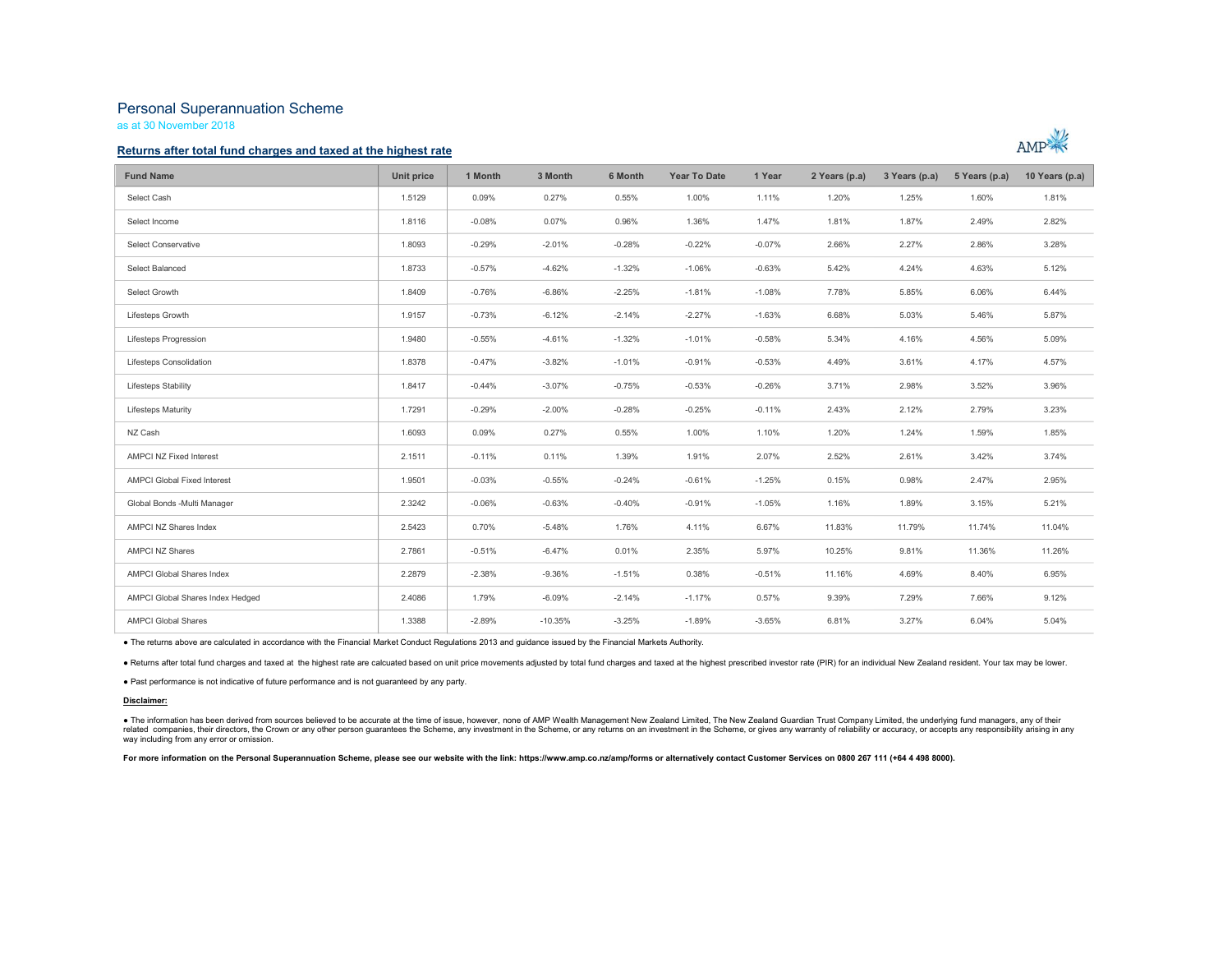# Personal Superannuation Scheme

as at 30 November 2018

## Returns after total fund charges and taxed at the highest rate

| Fund Name | Unit price | 1 Month | 3 Month | 6 Month | Year To Date | 1 Year | 2 Years (p.a) | 3 Years (p.a) | 5 Years (p.a) | 10 Years (p.a) |
|---|---|---|---|---|---|---|---|---|---|---|
| Select Cash | 1.5129 | 0.09% | 0.27% | 0.55% | 1.00% | 1.11% | 1.20% | 1.25% | 1.60% | 1.81% |
| Select Income | 1.8116 | -0.08% | 0.07% | 0.96% | 1.36% | 1.47% | 1.81% | 1.87% | 2.49% | 2.82% |
| Select Conservative | 1.8093 | -0.29% | -2.01% | -0.28% | -0.22% | -0.07% | 2.66% | 2.27% | 2.86% | 3.28% |
| Select Balanced | 1.8733 | -0.57% | -4.62% | -1.32% | -1.06% | -0.63% | 5.42% | 4.24% | 4.63% | 5.12% |
| Select Growth | 1.8409 | -0.76% | -6.86% | -2.25% | -1.81% | -1.08% | 7.78% | 5.85% | 6.06% | 6.44% |
| Lifesteps Growth | 1.9157 | -0.73% | -6.12% | -2.14% | -2.27% | -1.63% | 6.68% | 5.03% | 5.46% | 5.87% |
| Lifesteps Progression | 1.9480 | -0.55% | -4.61% | -1.32% | -1.01% | -0.58% | 5.34% | 4.16% | 4.56% | 5.09% |
| Lifesteps Consolidation | 1.8378 | -0.47% | -3.82% | -1.01% | -0.91% | -0.53% | 4.49% | 3.61% | 4.17% | 4.57% |
| Lifesteps Stability | 1.8417 | -0.44% | -3.07% | -0.75% | -0.53% | -0.26% | 3.71% | 2.98% | 3.52% | 3.96% |
| Lifesteps Maturity | 1.7291 | -0.29% | -2.00% | -0.28% | -0.25% | -0.11% | 2.43% | 2.12% | 2.79% | 3.23% |
| NZ Cash | 1.6093 | 0.09% | 0.27% | 0.55% | 1.00% | 1.10% | 1.20% | 1.24% | 1.59% | 1.85% |
| AMPCI NZ Fixed Interest | 2.1511 | -0.11% | 0.11% | 1.39% | 1.91% | 2.07% | 2.52% | 2.61% | 3.42% | 3.74% |
| AMPCI Global Fixed Interest | 1.9501 | -0.03% | -0.55% | -0.24% | -0.61% | -1.25% | 0.15% | 0.98% | 2.47% | 2.95% |
| Global Bonds -Multi Manager | 2.3242 | -0.06% | -0.63% | -0.40% | -0.91% | -1.05% | 1.16% | 1.89% | 3.15% | 5.21% |
| AMPCI NZ Shares Index | 2.5423 | 0.70% | -5.48% | 1.76% | 4.11% | 6.67% | 11.83% | 11.79% | 11.74% | 11.04% |
| AMPCI NZ Shares | 2.7861 | -0.51% | -6.47% | 0.01% | 2.35% | 5.97% | 10.25% | 9.81% | 11.36% | 11.26% |
| AMPCI Global Shares Index | 2.2879 | -2.38% | -9.36% | -1.51% | 0.38% | -0.51% | 11.16% | 4.69% | 8.40% | 6.95% |
| AMPCI Global Shares Index Hedged | 2.4086 | 1.79% | -6.09% | -2.14% | -1.17% | 0.57% | 9.39% | 7.29% | 7.66% | 9.12% |
| AMPCI Global Shares | 1.3388 | -2.89% | -10.35% | -3.25% | -1.89% | -3.65% | 6.81% | 3.27% | 6.04% | 5.04% |

- The returns above are calculated in accordance with the Financial Market Conduct Regulations 2013 and guidance issued by the Financial Markets Authority.

- Returns after total fund charges and taxed at the highest rate are calcuated based on unit price movements adjusted by total fund charges and taxed at the highest prescribed investor rate (PIR) for an individual New Zealand resident. Your tax may be lower.

- Past performance is not indicative of future performance and is not guaranteed by any party.

**Disclaimer:**

- The information has been derived from sources believed to be accurate at the time of issue, however, none of AMP Wealth Management New Zealand Limited, The New Zealand Guardian Trust Company Limited, the underlying fund managers, any of their related companies, their directors, the Crown or any other person guarantees the Scheme, any investment in the Scheme, or any returns on an investment in the Scheme, or gives any warranty of reliability or accuracy, or accepts any responsibility arising in any way including from any error or omission.

**For more information on the Personal Superannuation Scheme, please see our website with the link: https://www.amp.co.nz/amp/forms or alternatively contact Customer Services on 0800 267 111 (+64 4 498 8000).**